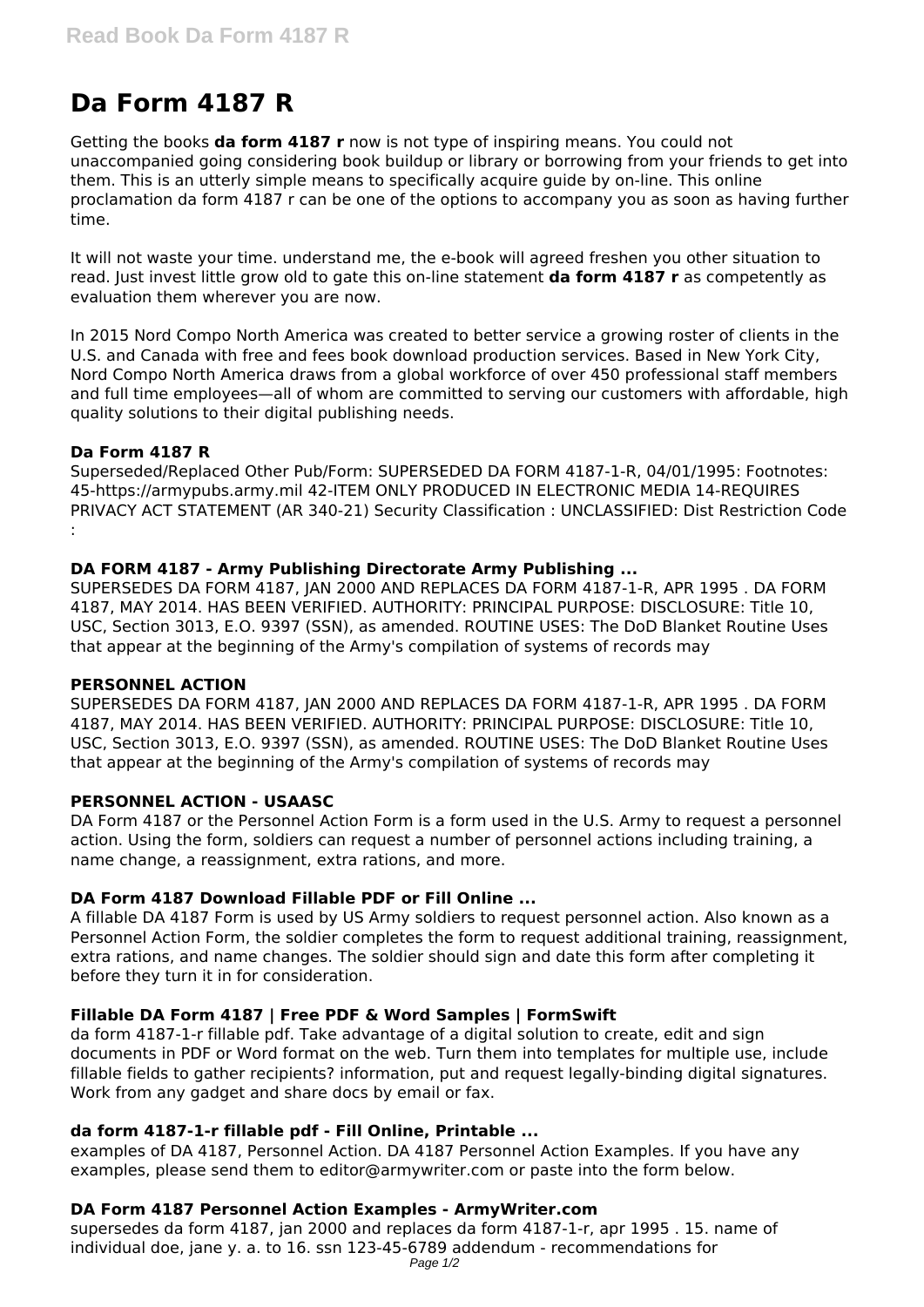# Da Form 4187 R

Getting the books **da form 4187 r** now is not type of inspiring means. You could not unaccompanied going considering book buildup or library or borrowing from your friends to get into them. This is an utterly simple means to specifically acquire guide by on-line. This online proclamation da form 4187 r can be one of the options to accompany you as soon as having further time.

It will not waste your time. understand me, the e-book will agreed freshen you other situation to read. Just invest little grow old to gate this on-line statement **da form 4187 r** as competently as evaluation them wherever you are now.

In 2015 Nord Compo North America was created to better service a growing roster of clients in the U.S. and Canada with free and fees book download production services. Based in New York City, Nord Compo North America draws from a global workforce of over 450 professional staff members and full time employees—all of whom are committed to serving our customers with affordable, high quality solutions to their digital publishing needs.

### Da Form 4187 R

Superseded/Replaced Other Pub/Form: SUPERSEDED DA FORM 4187-1-R, 04/01/1995: Footnotes: 45-https://armypubs.army.mil 42-ITEM ONLY PRODUCED IN ELECTRONIC MEDIA 14-REQUIRES PRIVACY ACT STATEMENT (AR 340-21) Security Classification : UNCLASSIFIED: Dist Restriction Code :

### DA FORM 4187 - Army Publishing Directorate Army Publishing ...

SUPERSEDES DA FORM 4187, JAN 2000 AND REPLACES DA FORM 4187-1-R, APR 1995 . DA FORM 4187, MAY 2014. HAS BEEN VERIFIED. AUTHORITY: PRINCIPAL PURPOSE: DISCLOSURE: Title 10, USC, Section 3013, E.O. 9397 (SSN), as amended. ROUTINE USES: The DoD Blanket Routine Uses that appear at the beginning of the Army's compilation of systems of records may

### PERSONNEL ACTION

SUPERSEDES DA FORM 4187, JAN 2000 AND REPLACES DA FORM 4187-1-R, APR 1995 . DA FORM 4187, MAY 2014. HAS BEEN VERIFIED. AUTHORITY: PRINCIPAL PURPOSE: DISCLOSURE: Title 10, USC, Section 3013, E.O. 9397 (SSN), as amended. ROUTINE USES: The DoD Blanket Routine Uses that appear at the beginning of the Army's compilation of systems of records may

### PERSONNEL ACTION - USAASC

DA Form 4187 or the Personnel Action Form is a form used in the U.S. Army to request a personnel action. Using the form, soldiers can request a number of personnel actions including training, a name change, a reassignment, extra rations, and more.

### DA Form 4187 Download Fillable PDF or Fill Online ...

A fillable DA 4187 Form is used by US Army soldiers to request personnel action. Also known as a Personnel Action Form, the soldier completes the form to request additional training, reassignment, extra rations, and name changes. The soldier should sign and date this form after completing it before they turn it in for consideration.

### Fillable DA Form 4187 | Free PDF & Word Samples | FormSwift

da form 4187-1-r fillable pdf. Take advantage of a digital solution to create, edit and sign documents in PDF or Word format on the web. Turn them into templates for multiple use, include fillable fields to gather recipients? information, put and request legally-binding digital signatures. Work from any gadget and share docs by email or fax.

### da form 4187-1-r fillable pdf - Fill Online, Printable ...

examples of DA 4187, Personnel Action. DA 4187 Personnel Action Examples. If you have any examples, please send them to editor@armywriter.com or paste into the form below.

### DA Form 4187 Personnel Action Examples - ArmyWriter.com

supersedes da form 4187, jan 2000 and replaces da form 4187-1-r, apr 1995 . 15. name of individual doe, jane y. a. to 16. ssn 123-45-6789 addendum - recommendations for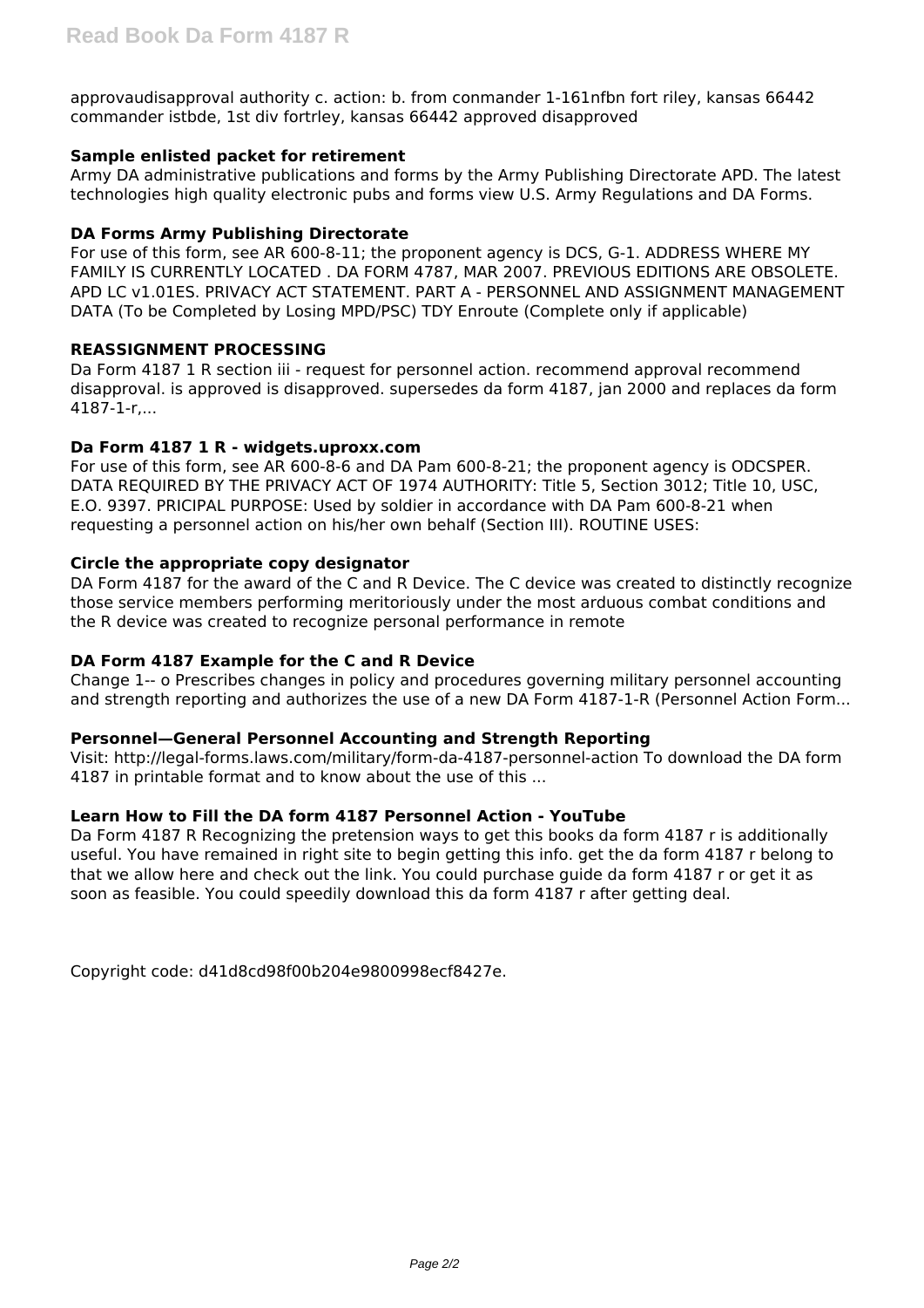approvaudisapproval authority c. action: b. from conmander 1-161nfbn fort riley, kansas 66442 commander istbde, 1st div fortrley, kansas 66442 approved disapproved

**Sample enlisted packet for retirement**

Army DA administrative publications and forms by the Army Publishing Directorate APD. The latest technologies high quality electronic pubs and forms view U.S. Army Regulations and DA Forms.

**DA Forms Army Publishing Directorate**

For use of this form, see AR 600-8-11; the proponent agency is DCS, G-1. ADDRESS WHERE MY FAMILY IS CURRENTLY LOCATED . DA FORM 4787, MAR 2007. PREVIOUS EDITIONS ARE OBSOLETE. APD LC v1.01ES. PRIVACY ACT STATEMENT. PART A - PERSONNEL AND ASSIGNMENT MANAGEMENT DATA (To be Completed by Losing MPD/PSC) TDY Enroute (Complete only if applicable)

**REASSIGNMENT PROCESSING**

Da Form 4187 1 R section iii - request for personnel action. recommend approval recommend disapproval. is approved is disapproved. supersedes da form 4187, jan 2000 and replaces da form 4187-1-r,...

**Da Form 4187 1 R - widgets.uproxx.com**

For use of this form, see AR 600-8-6 and DA Pam 600-8-21; the proponent agency is ODCSPER. DATA REQUIRED BY THE PRIVACY ACT OF 1974 AUTHORITY: Title 5, Section 3012; Title 10, USC, E.O. 9397. PRICIPAL PURPOSE: Used by soldier in accordance with DA Pam 600-8-21 when requesting a personnel action on his/her own behalf (Section III). ROUTINE USES:

**Circle the appropriate copy designator**

DA Form 4187 for the award of the C and R Device. The C device was created to distinctly recognize those service members performing meritoriously under the most arduous combat conditions and the R device was created to recognize personal performance in remote

**DA Form 4187 Example for the C and R Device**

Change 1-- o Prescribes changes in policy and procedures governing military personnel accounting and strength reporting and authorizes the use of a new DA Form 4187-1-R (Personnel Action Form...

**Personnel—General Personnel Accounting and Strength Reporting**

Visit: http://legal-forms.laws.com/military/form-da-4187-personnel-action To download the DA form 4187 in printable format and to know about the use of this ...

**Learn How to Fill the DA form 4187 Personnel Action - YouTube**

Da Form 4187 R Recognizing the pretension ways to get this books da form 4187 r is additionally useful. You have remained in right site to begin getting this info. get the da form 4187 r belong to that we allow here and check out the link. You could purchase guide da form 4187 r or get it as soon as feasible. You could speedily download this da form 4187 r after getting deal.

Copyright code: d41d8cd98f00b204e9800998ecf8427e.